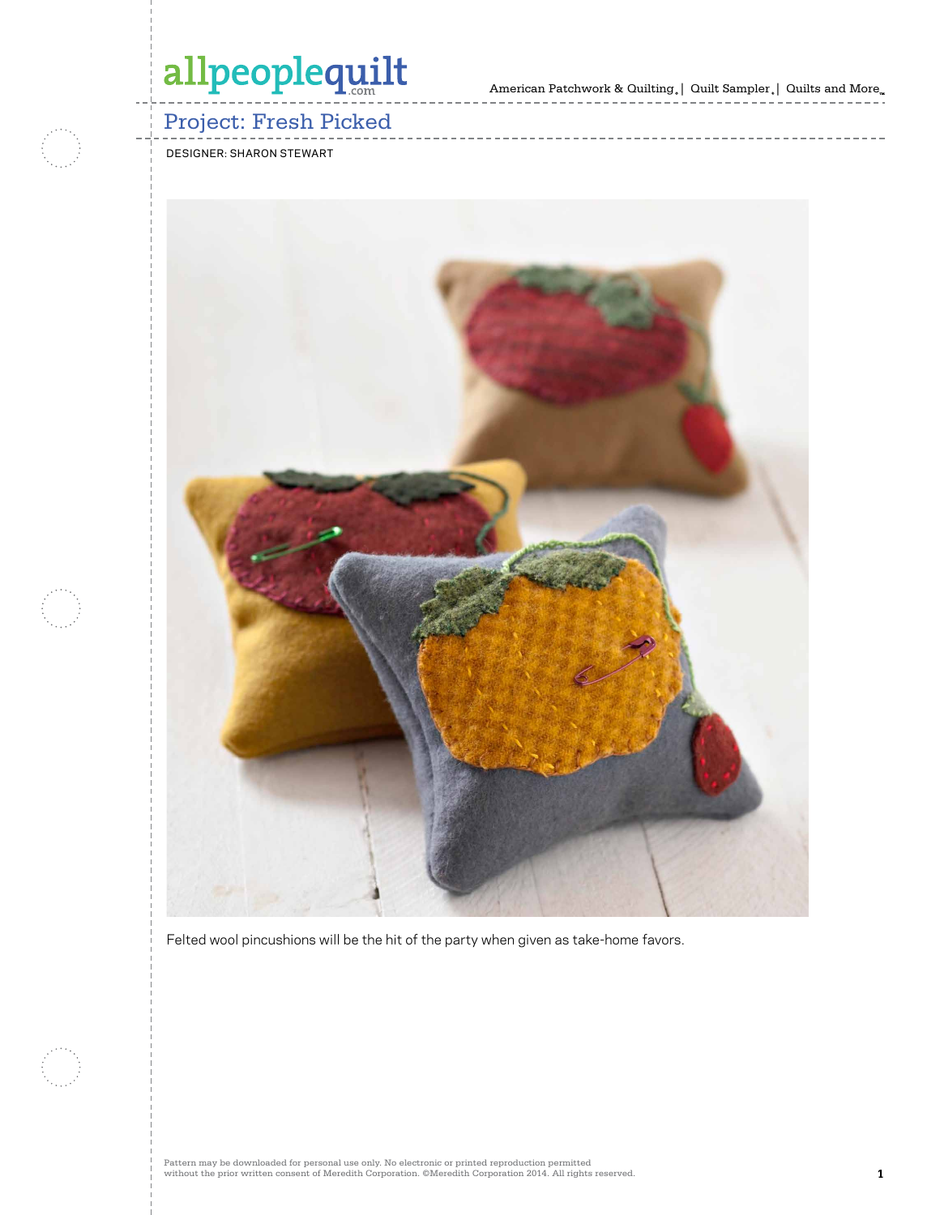# Project: Fresh Picked

DESIGNER: SHARON STEWART

Felted wool pincushions will be the hit of the party when given as take-home favors.

Pattern may be downloaded for personal use only. No electronic or printed reproduction permitted without the prior written consent of Meredith Corporation. ©Meredith Corporation 2014. All rights reserved.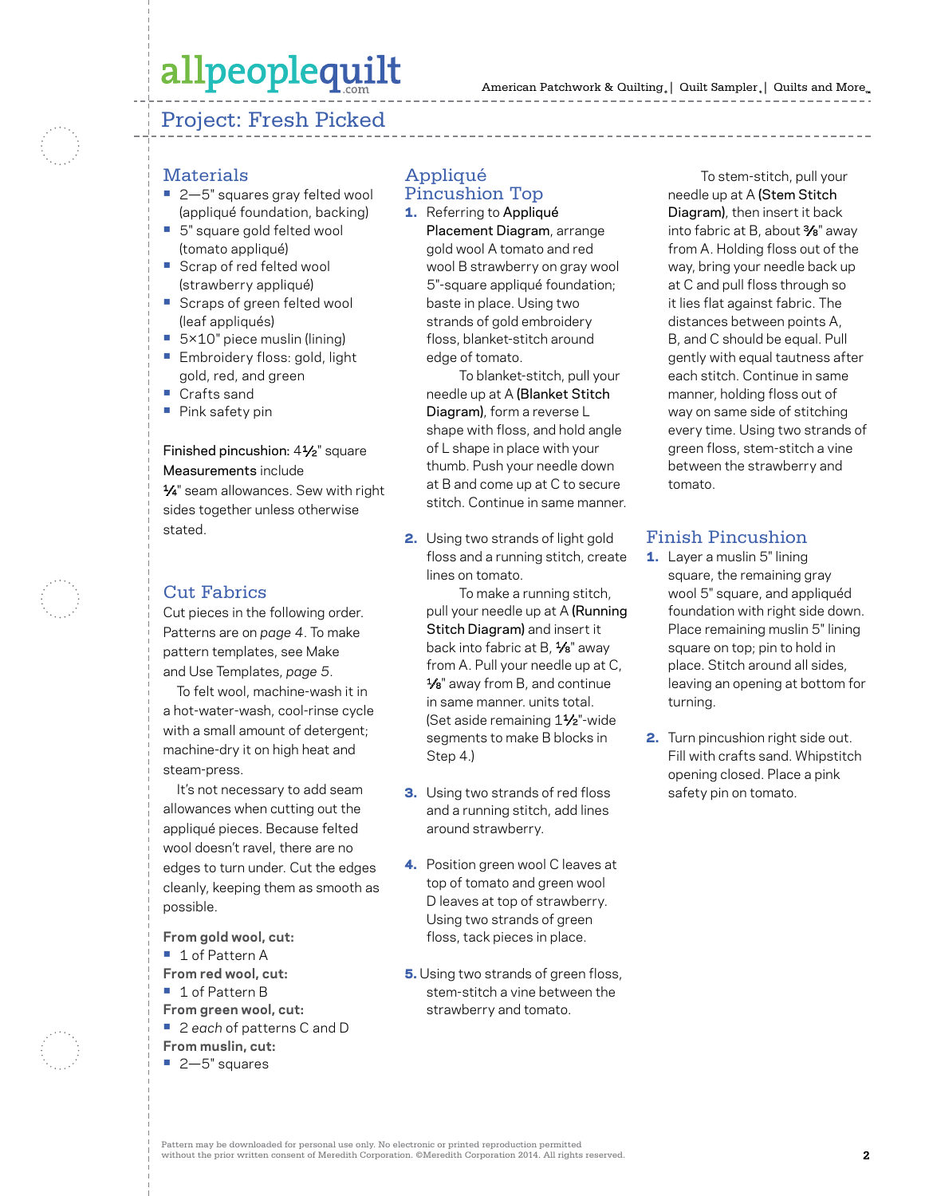## Project: Fresh Picked

### Materials

- 2—5" squares gray felted wool (appliqué foundation, backing)
- 5" square gold felted wool (tomato appliqué)
- Scrap of red felted wool (strawberry appliqué)
- Scraps of green felted wool (leaf appliqués)
- 5×10" piece muslin (lining)
- Embroidery floss: gold, light gold, red, and green
- Crafts sand
- Pink safety pin

Finished pincushion: 4½" square

Measurements include ¼" seam allowances. Sew with right sides together unless otherwise stated.

### Cut Fabrics

Cut pieces in the following order. Patterns are on *page 4*. To make pattern templates, see Make and Use Templates, *page 5*.

To felt wool, machine-wash it in a hot-water-wash, cool-rinse cycle with a small amount of detergent; machine-dry it on high heat and steam-press.

It's not necessary to add seam allowances when cutting out the appliqué pieces. Because felted wool doesn't ravel, there are no edges to turn under. Cut the edges cleanly, keeping them as smooth as possible.

**From gold wool, cut:**
- 1 of Pattern A

**From red wool, cut:**
- 1 of Pattern B

**From green wool, cut:**
- 2 *each* of patterns C and D

**From muslin, cut:**
- 2—5" squares

### Appliqué Pincushion Top

1. Referring to Appliqué Placement Diagram, arrange gold wool A tomato and red wool B strawberry on gray wool 5"-square appliqué foundation; baste in place. Using two strands of gold embroidery floss, blanket-stitch around edge of tomato.

   To blanket-stitch, pull your needle up at A (Blanket Stitch Diagram), form a reverse L shape with floss, and hold angle of L shape in place with your thumb. Push your needle down at B and come up at C to secure stitch. Continue in same manner.

2. Using two strands of light gold floss and a running stitch, create lines on tomato.

   To make a running stitch, pull your needle up at A (Running Stitch Diagram) and insert it back into fabric at B, ⅛" away from A. Pull your needle up at C, ⅛" away from B, and continue in same manner. units total. (Set aside remaining 1½"-wide segments to make B blocks in Step 4.)

3. Using two strands of red floss and a running stitch, add lines around strawberry.

4. Position green wool C leaves at top of tomato and green wool D leaves at top of strawberry. Using two strands of green floss, tack pieces in place.

5. Using two strands of green floss, stem-stitch a vine between the strawberry and tomato.

   To stem-stitch, pull your needle up at A (Stem Stitch Diagram), then insert it back into fabric at B, about ⅜" away from A. Holding floss out of the way, bring your needle back up at C and pull floss through so it lies flat against fabric. The distances between points A, B, and C should be equal. Pull gently with equal tautness after each stitch. Continue in same manner, holding floss out of way on same side of stitching every time. Using two strands of green floss, stem-stitch a vine between the strawberry and tomato.

### Finish Pincushion

1. Layer a muslin 5" lining square, the remaining gray wool 5" square, and appliquéd foundation with right side down. Place remaining muslin 5" lining square on top; pin to hold in place. Stitch around all sides, leaving an opening at bottom for turning.

2. Turn pincushion right side out. Fill with crafts sand. Whipstitch opening closed. Place a pink safety pin on tomato.

Pattern may be downloaded for personal use only. No electronic or printed reproduction permitted without the prior written consent of Meredith Corporation. ©Meredith Corporation 2014. All rights reserved.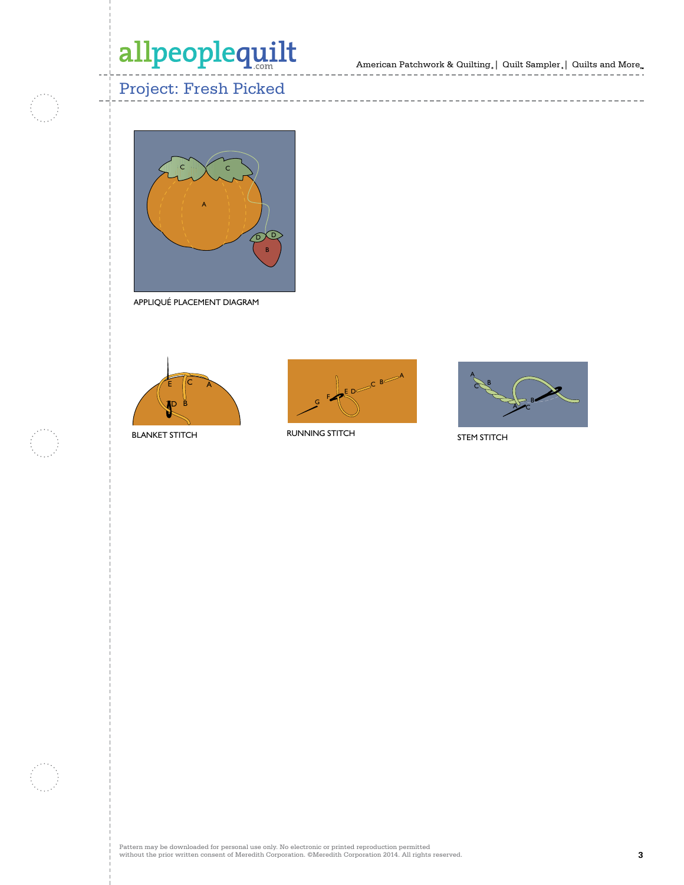## Project: Fresh Picked

APPLIQUÉ PLACEMENT DIAGRAM

BLANKET STITCH

RUNNING STITCH

STEM STITCH

Pattern may be downloaded for personal use only. No electronic or printed reproduction permitted without the prior written consent of Meredith Corporation. ©Meredith Corporation 2014. All rights reserved.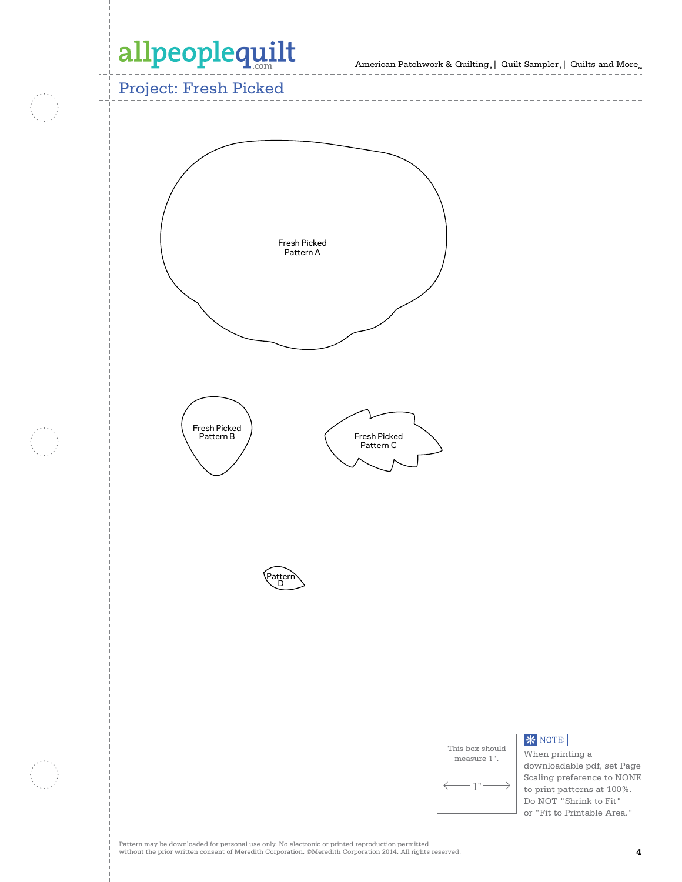## Project: Fresh Picked

Fresh Picked
Pattern A

Fresh Picked
Pattern B

Fresh Picked
Pattern C

Pattern
D

This box should measure 1".

1"

NOTE:
When printing a downloadable pdf, set Page Scaling preference to NONE to print patterns at 100%. Do NOT "Shrink to Fit" or "Fit to Printable Area."

Pattern may be downloaded for personal use only. No electronic or printed reproduction permitted without the prior written consent of Meredith Corporation. ©Meredith Corporation 2014. All rights reserved.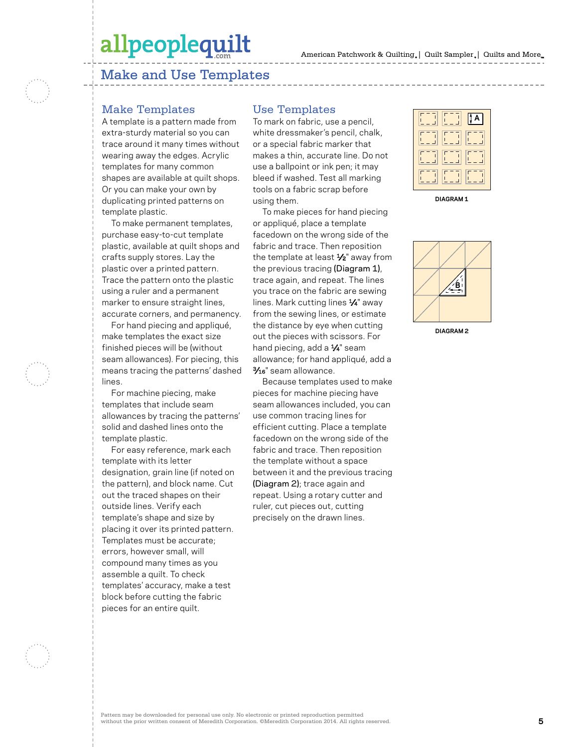## Make and Use Templates

### Make Templates

A template is a pattern made from extra-sturdy material so you can trace around it many times without wearing away the edges. Acrylic templates for many common shapes are available at quilt shops. Or you can make your own by duplicating printed patterns on template plastic.

To make permanent templates, purchase easy-to-cut template plastic, available at quilt shops and crafts supply stores. Lay the plastic over a printed pattern. Trace the pattern onto the plastic using a ruler and a permanent marker to ensure straight lines, accurate corners, and permanency.

For hand piecing and appliqué, make templates the exact size finished pieces will be (without seam allowances). For piecing, this means tracing the patterns' dashed lines.

For machine piecing, make templates that include seam allowances by tracing the patterns' solid and dashed lines onto the template plastic.

For easy reference, mark each template with its letter designation, grain line (if noted on the pattern), and block name. Cut out the traced shapes on their outside lines. Verify each template's shape and size by placing it over its printed pattern. Templates must be accurate; errors, however small, will compound many times as you assemble a quilt. To check templates' accuracy, make a test block before cutting the fabric pieces for an entire quilt.

### Use Templates

To mark on fabric, use a pencil, white dressmaker's pencil, chalk, or a special fabric marker that makes a thin, accurate line. Do not use a ballpoint or ink pen; it may bleed if washed. Test all marking tools on a fabric scrap before using them.

To make pieces for hand piecing or appliqué, place a template facedown on the wrong side of the fabric and trace. Then reposition the template at least ½" away from the previous tracing **(Diagram 1)**, trace again, and repeat. The lines you trace on the fabric are sewing lines. Mark cutting lines ¼" away from the sewing lines, or estimate the distance by eye when cutting out the pieces with scissors. For hand piecing, add a ¼" seam allowance; for hand appliqué, add a 3⁄16" seam allowance.

Because templates used to make pieces for machine piecing have seam allowances included, you can use common tracing lines for efficient cutting. Place a template facedown on the wrong side of the fabric and trace. Then reposition the template without a space between it and the previous tracing **(Diagram 2)**; trace again and repeat. Using a rotary cutter and ruler, cut pieces out, cutting precisely on the drawn lines.

A

DIAGRAM 1

B

DIAGRAM 2

Pattern may be downloaded for personal use only. No electronic or printed reproduction permitted without the prior written consent of Meredith Corporation. ©Meredith Corporation 2014. All rights reserved.